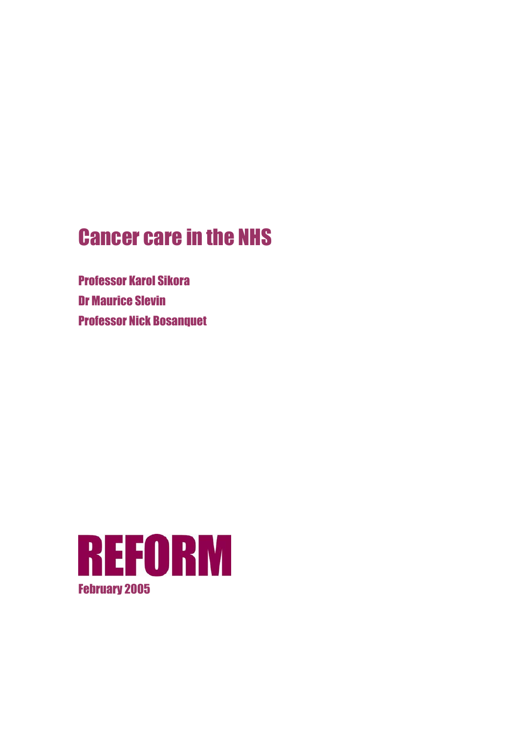# Cancer care in the NHS

**Professor Karol Sikora**

**Dr Maurice Slevin**

**Professor Nick Bosanquet**

**REFORM**

**February 2005**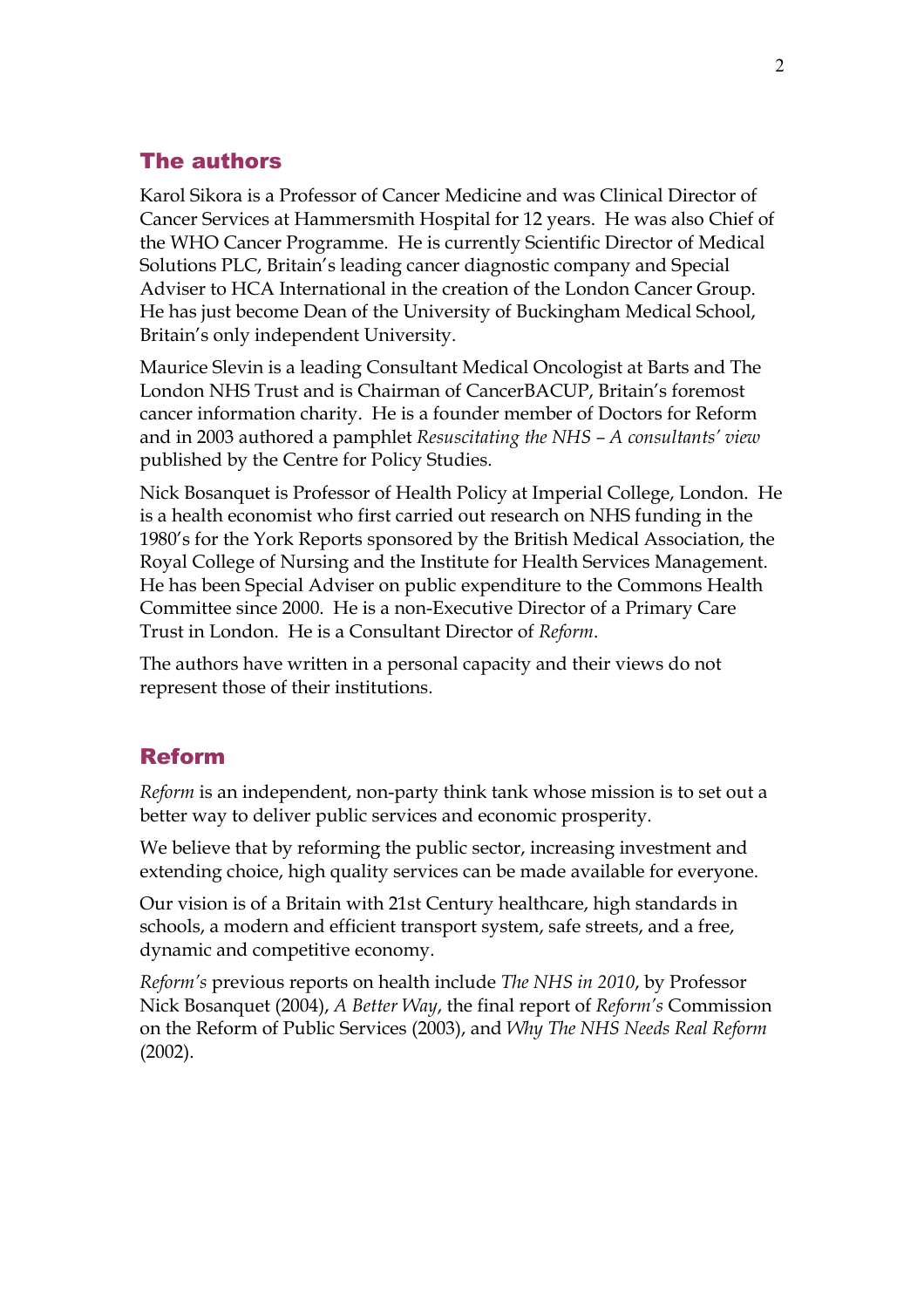## The authors

Karol Sikora is a Professor of Cancer Medicine and was Clinical Director of Cancer Services at Hammersmith Hospital for 12 years. He was also Chief of the WHO Cancer Programme. He is currently Scientific Director of Medical Solutions PLC, Britain's leading cancer diagnostic company and Special Adviser to HCA International in the creation of the London Cancer Group. He has just become Dean of the University of Buckingham Medical School, Britain's only independent University.

Maurice Slevin is a leading Consultant Medical Oncologist at Barts and The London NHS Trust and is Chairman of CancerBACUP, Britain's foremost cancer information charity. He is a founder member of Doctors for Reform and in 2003 authored a pamphlet *Resuscitating the NHS – A consultants' view* published by the Centre for Policy Studies.

Nick Bosanquet is Professor of Health Policy at Imperial College, London. He is a health economist who first carried out research on NHS funding in the 1980's for the York Reports sponsored by the British Medical Association, the Royal College of Nursing and the Institute for Health Services Management. He has been Special Adviser on public expenditure to the Commons Health Committee since 2000. He is a non-Executive Director of a Primary Care Trust in London. He is a Consultant Director of *Reform*.

The authors have written in a personal capacity and their views do not represent those of their institutions.

## Reform

*Reform* is an independent, non-party think tank whose mission is to set out a better way to deliver public services and economic prosperity.

We believe that by reforming the public sector, increasing investment and extending choice, high quality services can be made available for everyone.

Our vision is of a Britain with 21st Century healthcare, high standards in schools, a modern and efficient transport system, safe streets, and a free, dynamic and competitive economy.

*Reform's* previous reports on health include *The NHS in 2010*, by Professor Nick Bosanquet (2004), *A Better Way*, the final report of *Reform's* Commission on the Reform of Public Services (2003), and *Why The NHS Needs Real Reform* (2002).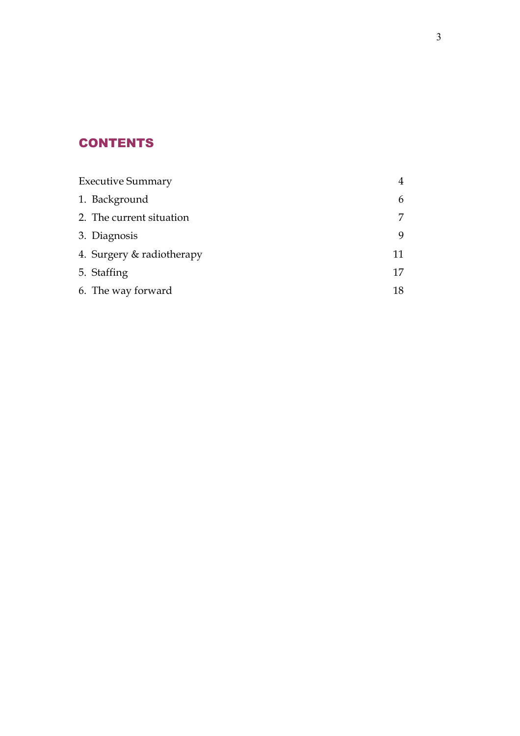## CONTENTS

| | |
|---|---|
| Executive Summary | 4 |
| 1. Background | 6 |
| 2. The current situation | 7 |
| 3. Diagnosis | 9 |
| 4. Surgery & radiotherapy | 11 |
| 5. Staffing | 17 |
| 6. The way forward | 18 |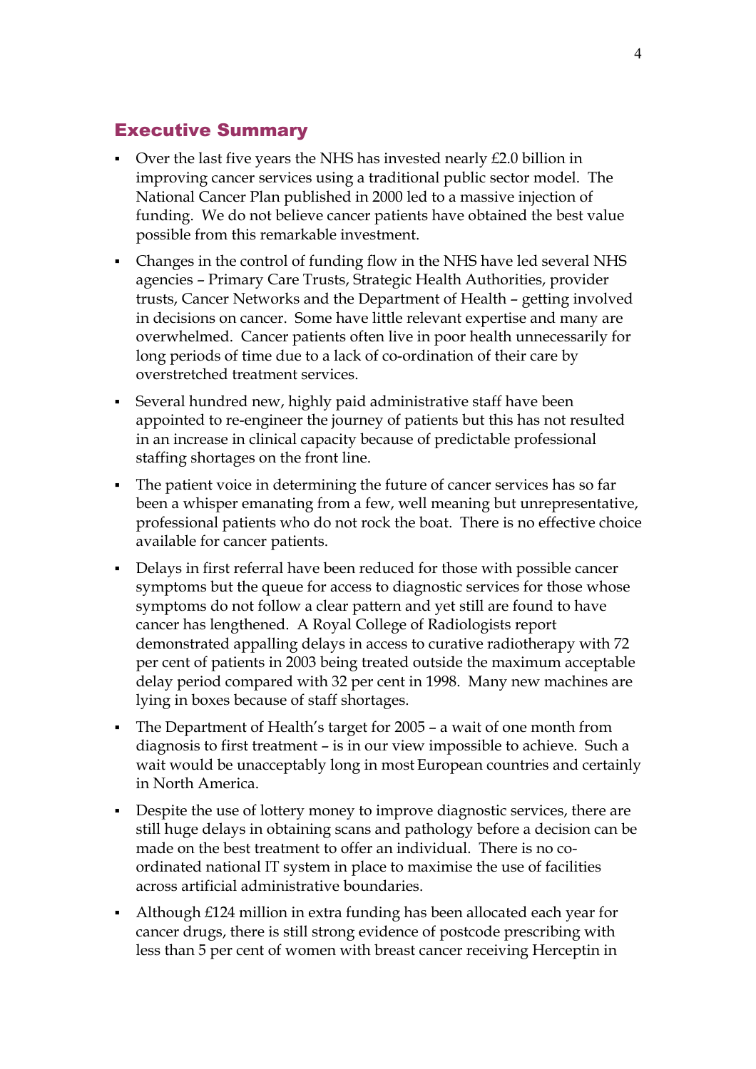## Executive Summary

- Over the last five years the NHS has invested nearly £2.0 billion in improving cancer services using a traditional public sector model. The National Cancer Plan published in 2000 led to a massive injection of funding. We do not believe cancer patients have obtained the best value possible from this remarkable investment.
- Changes in the control of funding flow in the NHS have led several NHS agencies – Primary Care Trusts, Strategic Health Authorities, provider trusts, Cancer Networks and the Department of Health – getting involved in decisions on cancer. Some have little relevant expertise and many are overwhelmed. Cancer patients often live in poor health unnecessarily for long periods of time due to a lack of co-ordination of their care by overstretched treatment services.
- Several hundred new, highly paid administrative staff have been appointed to re-engineer the journey of patients but this has not resulted in an increase in clinical capacity because of predictable professional staffing shortages on the front line.
- The patient voice in determining the future of cancer services has so far been a whisper emanating from a few, well meaning but unrepresentative, professional patients who do not rock the boat. There is no effective choice available for cancer patients.
- Delays in first referral have been reduced for those with possible cancer symptoms but the queue for access to diagnostic services for those whose symptoms do not follow a clear pattern and yet still are found to have cancer has lengthened. A Royal College of Radiologists report demonstrated appalling delays in access to curative radiotherapy with 72 per cent of patients in 2003 being treated outside the maximum acceptable delay period compared with 32 per cent in 1998. Many new machines are lying in boxes because of staff shortages.
- The Department of Health's target for 2005 – a wait of one month from diagnosis to first treatment – is in our view impossible to achieve. Such a wait would be unacceptably long in most European countries and certainly in North America.
- Despite the use of lottery money to improve diagnostic services, there are still huge delays in obtaining scans and pathology before a decision can be made on the best treatment to offer an individual. There is no co-ordinated national IT system in place to maximise the use of facilities across artificial administrative boundaries.
- Although £124 million in extra funding has been allocated each year for cancer drugs, there is still strong evidence of postcode prescribing with less than 5 per cent of women with breast cancer receiving Herceptin in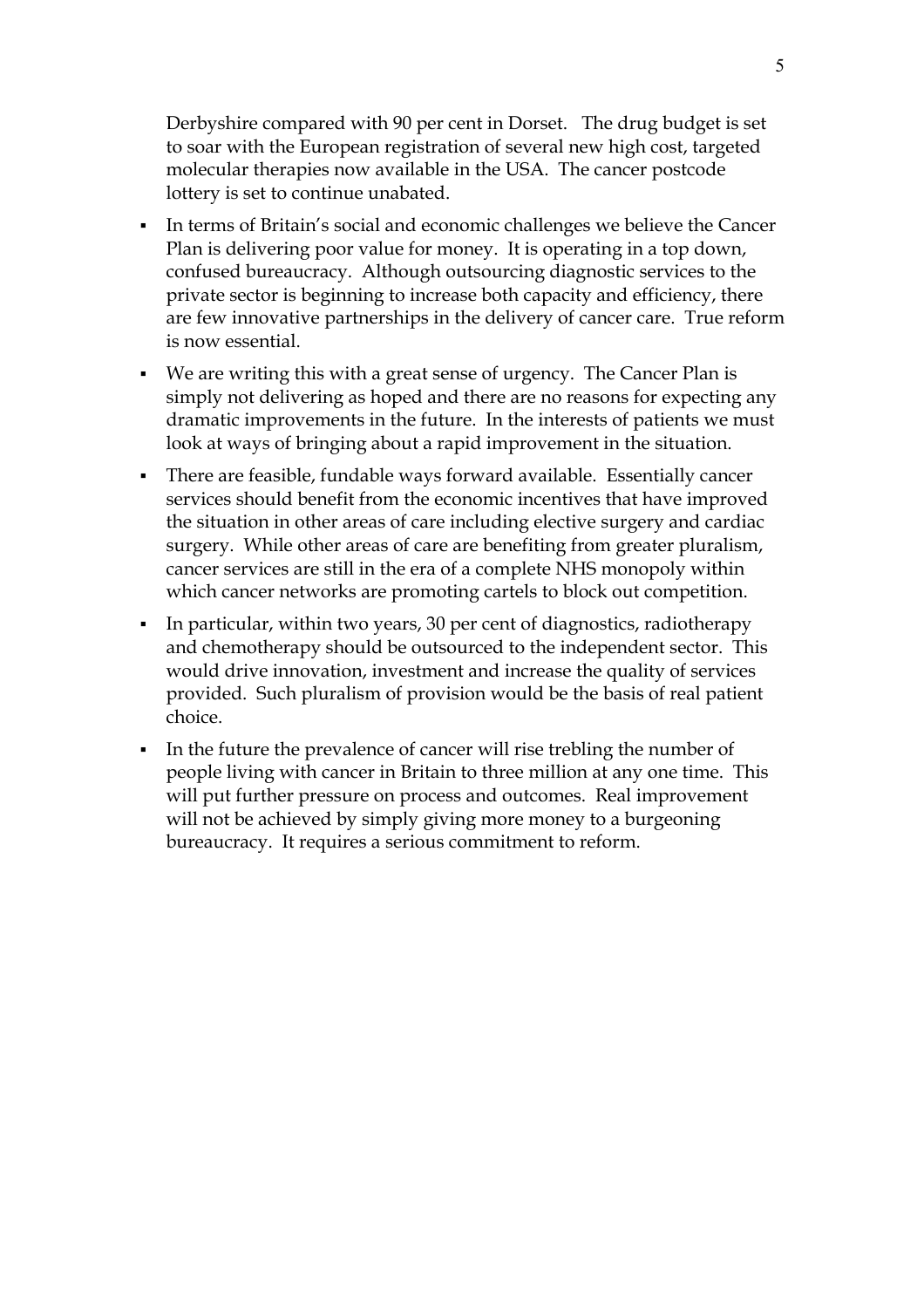Derbyshire compared with 90 per cent in Dorset. The drug budget is set to soar with the European registration of several new high cost, targeted molecular therapies now available in the USA. The cancer postcode lottery is set to continue unabated.

- In terms of Britain's social and economic challenges we believe the Cancer Plan is delivering poor value for money. It is operating in a top down, confused bureaucracy. Although outsourcing diagnostic services to the private sector is beginning to increase both capacity and efficiency, there are few innovative partnerships in the delivery of cancer care. True reform is now essential.
- We are writing this with a great sense of urgency. The Cancer Plan is simply not delivering as hoped and there are no reasons for expecting any dramatic improvements in the future. In the interests of patients we must look at ways of bringing about a rapid improvement in the situation.
- There are feasible, fundable ways forward available. Essentially cancer services should benefit from the economic incentives that have improved the situation in other areas of care including elective surgery and cardiac surgery. While other areas of care are benefiting from greater pluralism, cancer services are still in the era of a complete NHS monopoly within which cancer networks are promoting cartels to block out competition.
- In particular, within two years, 30 per cent of diagnostics, radiotherapy and chemotherapy should be outsourced to the independent sector. This would drive innovation, investment and increase the quality of services provided. Such pluralism of provision would be the basis of real patient choice.
- In the future the prevalence of cancer will rise trebling the number of people living with cancer in Britain to three million at any one time. This will put further pressure on process and outcomes. Real improvement will not be achieved by simply giving more money to a burgeoning bureaucracy. It requires a serious commitment to reform.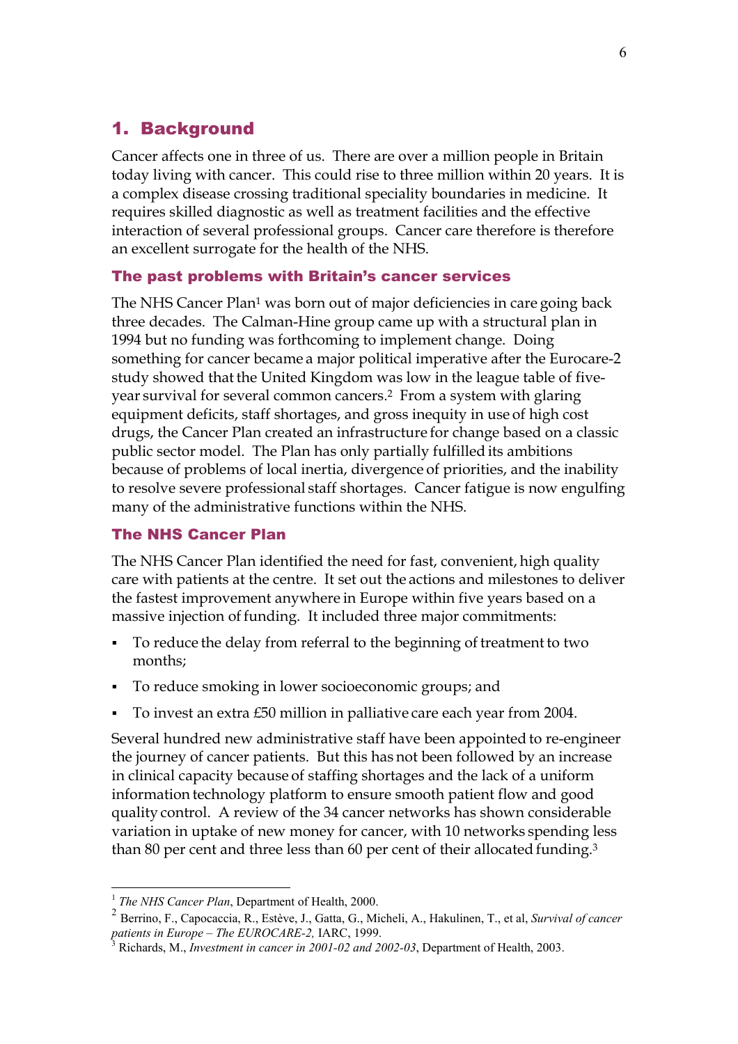## 1. Background

Cancer affects one in three of us. There are over a million people in Britain today living with cancer. This could rise to three million within 20 years. It is a complex disease crossing traditional speciality boundaries in medicine. It requires skilled diagnostic as well as treatment facilities and the effective interaction of several professional groups. Cancer care therefore is therefore an excellent surrogate for the health of the NHS.

### The past problems with Britain's cancer services

The NHS Cancer Plan[1] was born out of major deficiencies in care going back three decades. The Calman-Hine group came up with a structural plan in 1994 but no funding was forthcoming to implement change. Doing something for cancer became a major political imperative after the Eurocare-2 study showed that the United Kingdom was low in the league table of five-year survival for several common cancers.[2] From a system with glaring equipment deficits, staff shortages, and gross inequity in use of high cost drugs, the Cancer Plan created an infrastructure for change based on a classic public sector model. The Plan has only partially fulfilled its ambitions because of problems of local inertia, divergence of priorities, and the inability to resolve severe professional staff shortages. Cancer fatigue is now engulfing many of the administrative functions within the NHS.

### The NHS Cancer Plan

The NHS Cancer Plan identified the need for fast, convenient, high quality care with patients at the centre. It set out the actions and milestones to deliver the fastest improvement anywhere in Europe within five years based on a massive injection of funding. It included three major commitments:

- To reduce the delay from referral to the beginning of treatment to two months;
- To reduce smoking in lower socioeconomic groups; and
- To invest an extra £50 million in palliative care each year from 2004.

Several hundred new administrative staff have been appointed to re-engineer the journey of cancer patients. But this has not been followed by an increase in clinical capacity because of staffing shortages and the lack of a uniform information technology platform to ensure smooth patient flow and good quality control. A review of the 34 cancer networks has shown considerable variation in uptake of new money for cancer, with 10 networks spending less than 80 per cent and three less than 60 per cent of their allocated funding.[3]

---

[1] *The NHS Cancer Plan*, Department of Health, 2000.

[2] Berrino, F., Capocaccia, R., Estève, J., Gatta, G., Micheli, A., Hakulinen, T., et al, *Survival of cancer patients in Europe – The EUROCARE-2,* IARC, 1999.

[3] Richards, M., *Investment in cancer in 2001-02 and 2002-03*, Department of Health, 2003.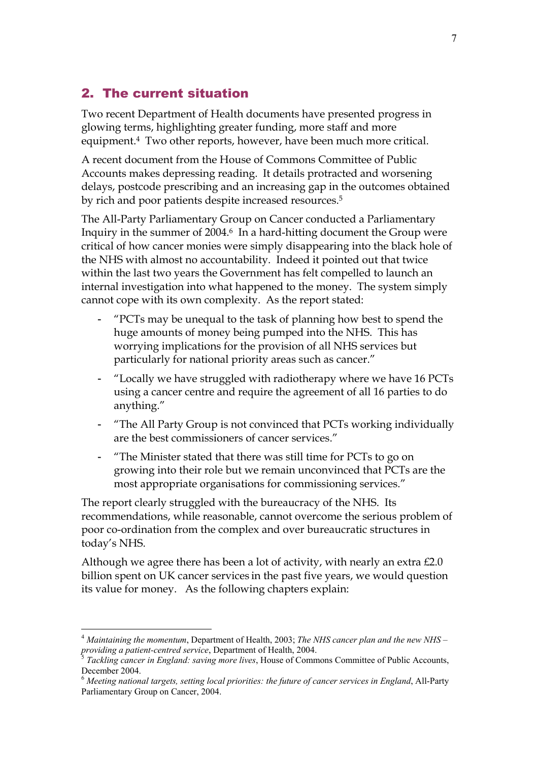## 2. The current situation

Two recent Department of Health documents have presented progress in glowing terms, highlighting greater funding, more staff and more equipment.[4] Two other reports, however, have been much more critical.

A recent document from the House of Commons Committee of Public Accounts makes depressing reading. It details protracted and worsening delays, postcode prescribing and an increasing gap in the outcomes obtained by rich and poor patients despite increased resources.[5]

The All-Party Parliamentary Group on Cancer conducted a Parliamentary Inquiry in the summer of 2004.[6] In a hard-hitting document the Group were critical of how cancer monies were simply disappearing into the black hole of the NHS with almost no accountability. Indeed it pointed out that twice within the last two years the Government has felt compelled to launch an internal investigation into what happened to the money. The system simply cannot cope with its own complexity. As the report stated:

- "PCTs may be unequal to the task of planning how best to spend the huge amounts of money being pumped into the NHS. This has worrying implications for the provision of all NHS services but particularly for national priority areas such as cancer."
- "Locally we have struggled with radiotherapy where we have 16 PCTs using a cancer centre and require the agreement of all 16 parties to do anything."
- "The All Party Group is not convinced that PCTs working individually are the best commissioners of cancer services."
- "The Minister stated that there was still time for PCTs to go on growing into their role but we remain unconvinced that PCTs are the most appropriate organisations for commissioning services."

The report clearly struggled with the bureaucracy of the NHS. Its recommendations, while reasonable, cannot overcome the serious problem of poor co-ordination from the complex and over bureaucratic structures in today's NHS.

Although we agree there has been a lot of activity, with nearly an extra £2.0 billion spent on UK cancer services in the past five years, we would question its value for money. As the following chapters explain:

---

[4] *Maintaining the momentum*, Department of Health, 2003; *The NHS cancer plan and the new NHS – providing a patient-centred service*, Department of Health, 2004.

[5] *Tackling cancer in England: saving more lives*, House of Commons Committee of Public Accounts, December 2004.

[6] *Meeting national targets, setting local priorities: the future of cancer services in England*, All-Party Parliamentary Group on Cancer, 2004.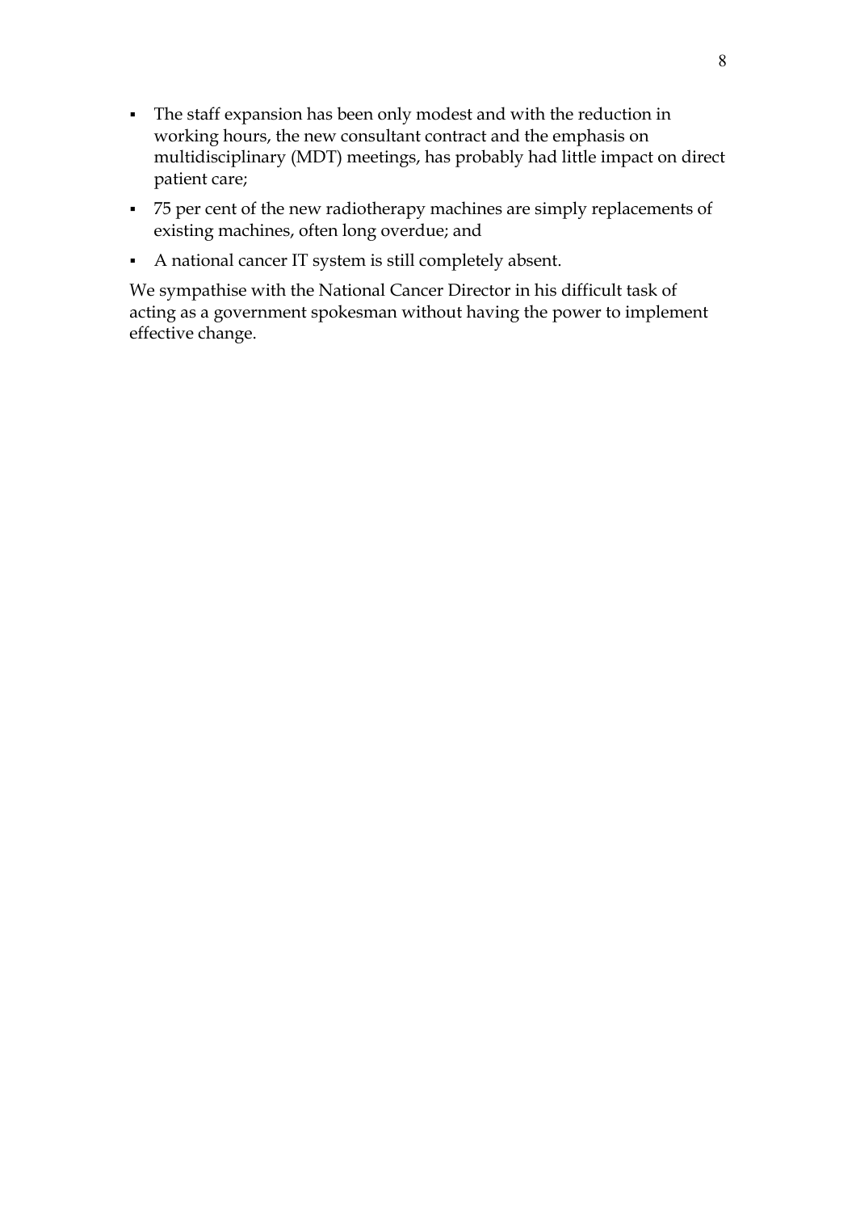- The staff expansion has been only modest and with the reduction in working hours, the new consultant contract and the emphasis on multidisciplinary (MDT) meetings, has probably had little impact on direct patient care;
- 75 per cent of the new radiotherapy machines are simply replacements of existing machines, often long overdue; and
- A national cancer IT system is still completely absent.

We sympathise with the National Cancer Director in his difficult task of acting as a government spokesman without having the power to implement effective change.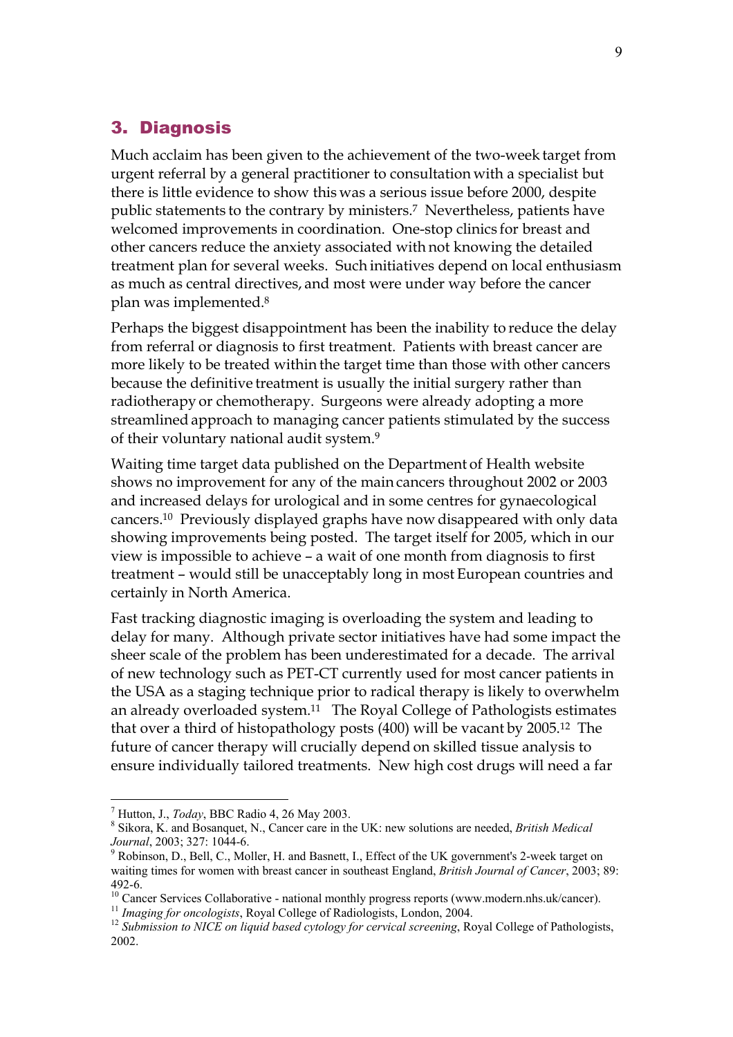## 3. Diagnosis

Much acclaim has been given to the achievement of the two-week target from urgent referral by a general practitioner to consultation with a specialist but there is little evidence to show this was a serious issue before 2000, despite public statements to the contrary by ministers.[7] Nevertheless, patients have welcomed improvements in coordination. One-stop clinics for breast and other cancers reduce the anxiety associated with not knowing the detailed treatment plan for several weeks. Such initiatives depend on local enthusiasm as much as central directives, and most were under way before the cancer plan was implemented.[8]

Perhaps the biggest disappointment has been the inability to reduce the delay from referral or diagnosis to first treatment. Patients with breast cancer are more likely to be treated within the target time than those with other cancers because the definitive treatment is usually the initial surgery rather than radiotherapy or chemotherapy. Surgeons were already adopting a more streamlined approach to managing cancer patients stimulated by the success of their voluntary national audit system.[9]

Waiting time target data published on the Department of Health website shows no improvement for any of the main cancers throughout 2002 or 2003 and increased delays for urological and in some centres for gynaecological cancers.[10] Previously displayed graphs have now disappeared with only data showing improvements being posted. The target itself for 2005, which in our view is impossible to achieve – a wait of one month from diagnosis to first treatment – would still be unacceptably long in most European countries and certainly in North America.

Fast tracking diagnostic imaging is overloading the system and leading to delay for many. Although private sector initiatives have had some impact the sheer scale of the problem has been underestimated for a decade. The arrival of new technology such as PET-CT currently used for most cancer patients in the USA as a staging technique prior to radical therapy is likely to overwhelm an already overloaded system.[11] The Royal College of Pathologists estimates that over a third of histopathology posts (400) will be vacant by 2005.[12] The future of cancer therapy will crucially depend on skilled tissue analysis to ensure individually tailored treatments. New high cost drugs will need a far

---

[7] Hutton, J., *Today*, BBC Radio 4, 26 May 2003.

[8] Sikora, K. and Bosanquet, N., Cancer care in the UK: new solutions are needed, *British Medical Journal*, 2003; 327: 1044-6.

[9] Robinson, D., Bell, C., Moller, H. and Basnett, I., Effect of the UK government's 2-week target on waiting times for women with breast cancer in southeast England, *British Journal of Cancer*, 2003; 89: 492-6.

[10] Cancer Services Collaborative - national monthly progress reports (www.modern.nhs.uk/cancer).

[11] *Imaging for oncologists*, Royal College of Radiologists, London, 2004.

[12] *Submission to NICE on liquid based cytology for cervical screening*, Royal College of Pathologists, 2002.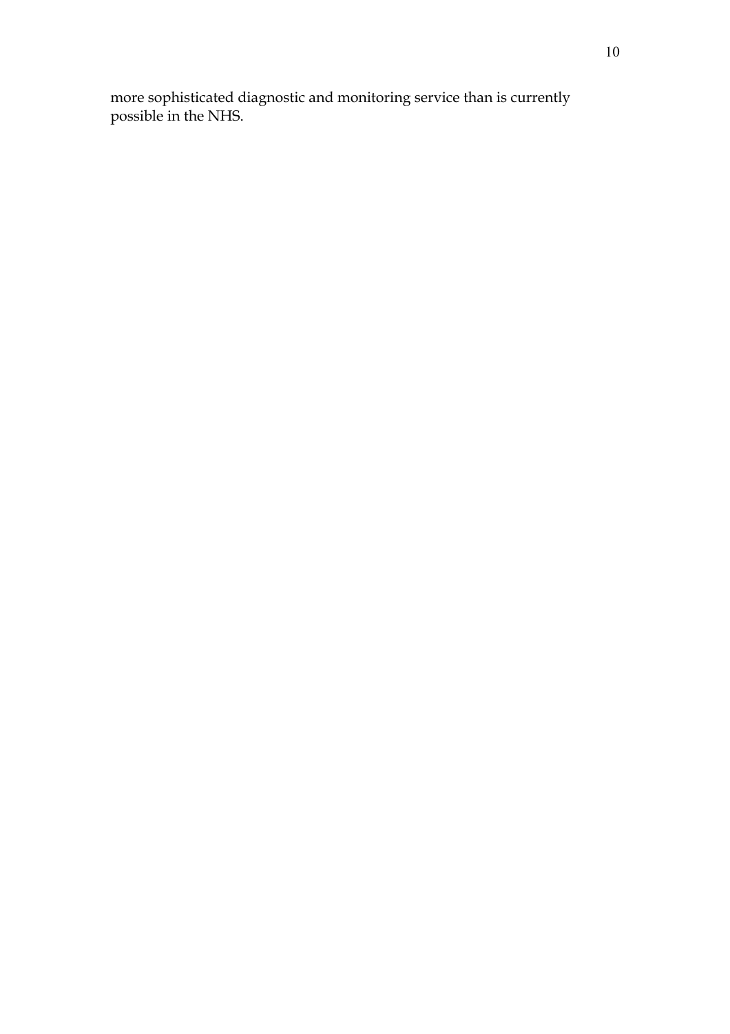more sophisticated diagnostic and monitoring service than is currently possible in the NHS.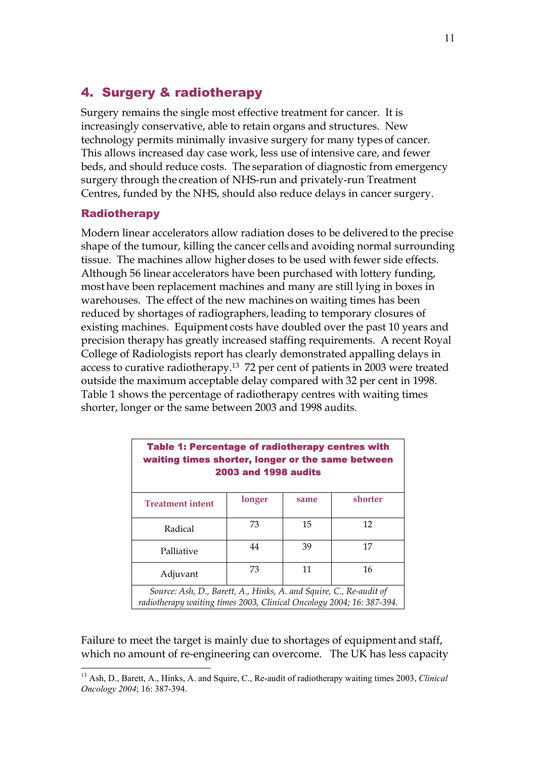## 4. Surgery & radiotherapy

Surgery remains the single most effective treatment for cancer. It is increasingly conservative, able to retain organs and structures. New technology permits minimally invasive surgery for many types of cancer. This allows increased day case work, less use of intensive care, and fewer beds, and should reduce costs. The separation of diagnostic from emergency surgery through the creation of NHS-run and privately-run Treatment Centres, funded by the NHS, should also reduce delays in cancer surgery.

### Radiotherapy

Modern linear accelerators allow radiation doses to be delivered to the precise shape of the tumour, killing the cancer cells and avoiding normal surrounding tissue. The machines allow higher doses to be used with fewer side effects. Although 56 linear accelerators have been purchased with lottery funding, most have been replacement machines and many are still lying in boxes in warehouses. The effect of the new machines on waiting times has been reduced by shortages of radiographers, leading to temporary closures of existing machines. Equipment costs have doubled over the past 10 years and precision therapy has greatly increased staffing requirements. A recent Royal College of Radiologists report has clearly demonstrated appalling delays in access to curative radiotherapy.[13] 72 per cent of patients in 2003 were treated outside the maximum acceptable delay compared with 32 per cent in 1998. Table 1 shows the percentage of radiotherapy centres with waiting times shorter, longer or the same between 2003 and 1998 audits.

**Table 1: Percentage of radiotherapy centres with waiting times shorter, longer or the same between 2003 and 1998 audits**

| Treatment intent | longer | same | shorter |
|---|---|---|---|
| Radical | 73 | 15 | 12 |
| Palliative | 44 | 39 | 17 |
| Adjuvant | 73 | 11 | 16 |

*Source: Ash, D., Barett, A., Hinks, A. and Squire, C., Re-audit of radiotherapy waiting times 2003, Clinical Oncology 2004; 16: 387-394.*

Failure to meet the target is mainly due to shortages of equipment and staff, which no amount of re-engineering can overcome. The UK has less capacity

---

[13] Ash, D., Barett, A., Hinks, A. and Squire, C., Re-audit of radiotherapy waiting times 2003, *Clinical Oncology 2004*; 16: 387-394.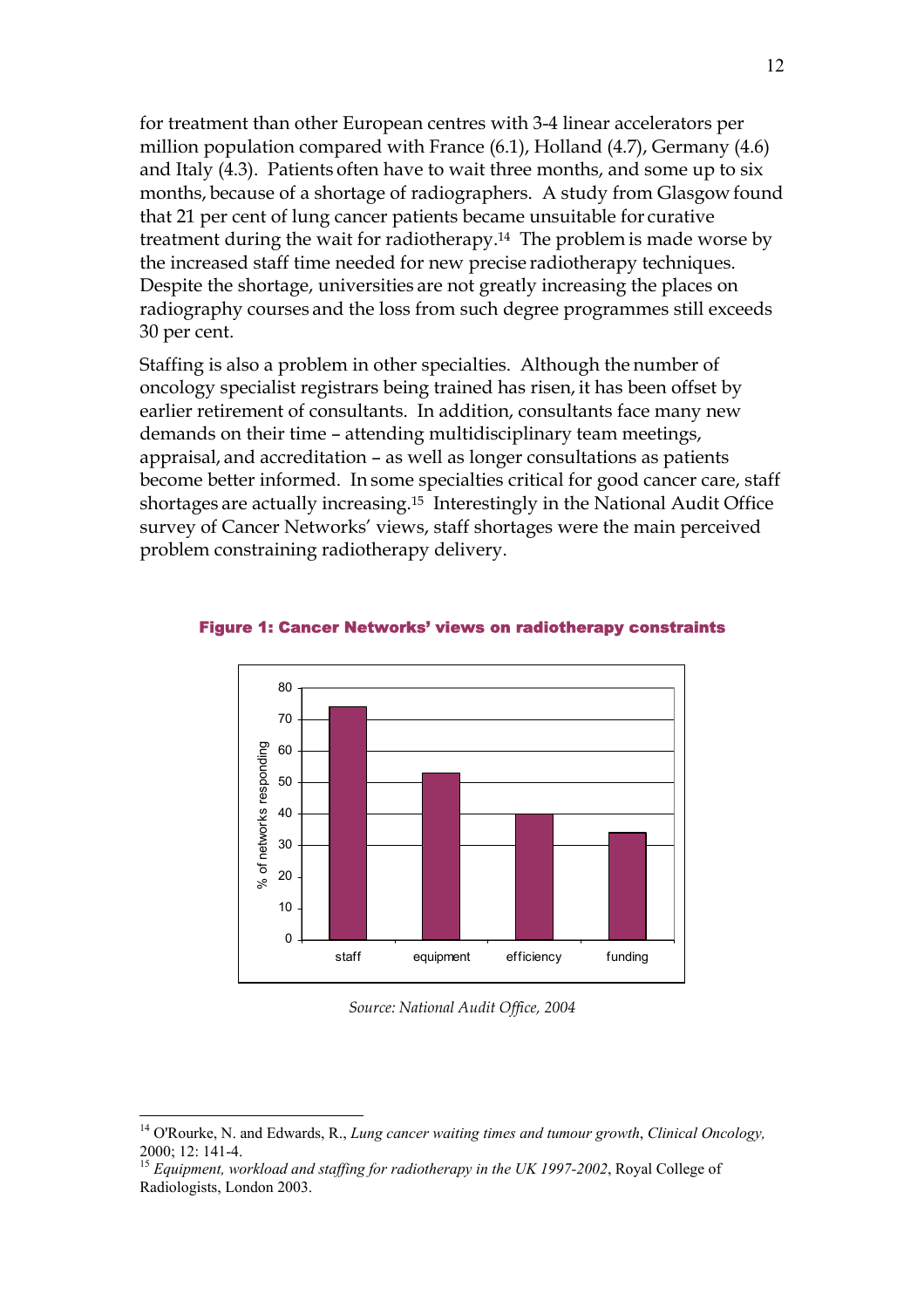for treatment than other European centres with 3-4 linear accelerators per million population compared with France (6.1), Holland (4.7), Germany (4.6) and Italy (4.3). Patients often have to wait three months, and some up to six months, because of a shortage of radiographers. A study from Glasgow found that 21 per cent of lung cancer patients became unsuitable for curative treatment during the wait for radiotherapy.[14] The problem is made worse by the increased staff time needed for new precise radiotherapy techniques. Despite the shortage, universities are not greatly increasing the places on radiography courses and the loss from such degree programmes still exceeds 30 per cent.

Staffing is also a problem in other specialties. Although the number of oncology specialist registrars being trained has risen, it has been offset by earlier retirement of consultants. In addition, consultants face many new demands on their time – attending multidisciplinary team meetings, appraisal, and accreditation – as well as longer consultations as patients become better informed. In some specialties critical for good cancer care, staff shortages are actually increasing.[15] Interestingly in the National Audit Office survey of Cancer Networks' views, staff shortages were the main perceived problem constraining radiotherapy delivery.

**Figure 1: Cancer Networks' views on radiotherapy constraints**

*Source: National Audit Office, 2004*

---

[14] O'Rourke, N. and Edwards, R., *Lung cancer waiting times and tumour growth*, *Clinical Oncology,* 2000; 12: 141-4.

[15] *Equipment, workload and staffing for radiotherapy in the UK 1997-2002*, Royal College of Radiologists, London 2003.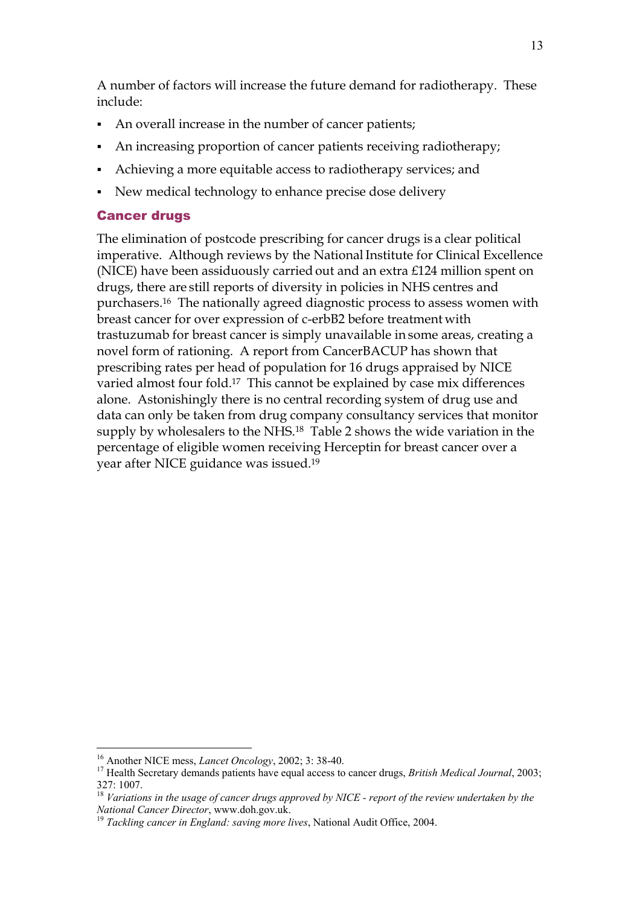A number of factors will increase the future demand for radiotherapy. These include:

- An overall increase in the number of cancer patients;
- An increasing proportion of cancer patients receiving radiotherapy;
- Achieving a more equitable access to radiotherapy services; and
- New medical technology to enhance precise dose delivery

## Cancer drugs

The elimination of postcode prescribing for cancer drugs is a clear political imperative. Although reviews by the National Institute for Clinical Excellence (NICE) have been assiduously carried out and an extra £124 million spent on drugs, there are still reports of diversity in policies in NHS centres and purchasers.[16] The nationally agreed diagnostic process to assess women with breast cancer for over expression of c-erbB2 before treatment with trastuzumab for breast cancer is simply unavailable in some areas, creating a novel form of rationing. A report from CancerBACUP has shown that prescribing rates per head of population for 16 drugs appraised by NICE varied almost four fold.[17] This cannot be explained by case mix differences alone. Astonishingly there is no central recording system of drug use and data can only be taken from drug company consultancy services that monitor supply by wholesalers to the NHS.[18] Table 2 shows the wide variation in the percentage of eligible women receiving Herceptin for breast cancer over a year after NICE guidance was issued.[19]

---

[16] Another NICE mess, *Lancet Oncology*, 2002; 3: 38-40.

[17] Health Secretary demands patients have equal access to cancer drugs, *British Medical Journal*, 2003; 327: 1007.

[18] *Variations in the usage of cancer drugs approved by NICE - report of the review undertaken by the National Cancer Director*, www.doh.gov.uk.

[19] *Tackling cancer in England: saving more lives*, National Audit Office, 2004.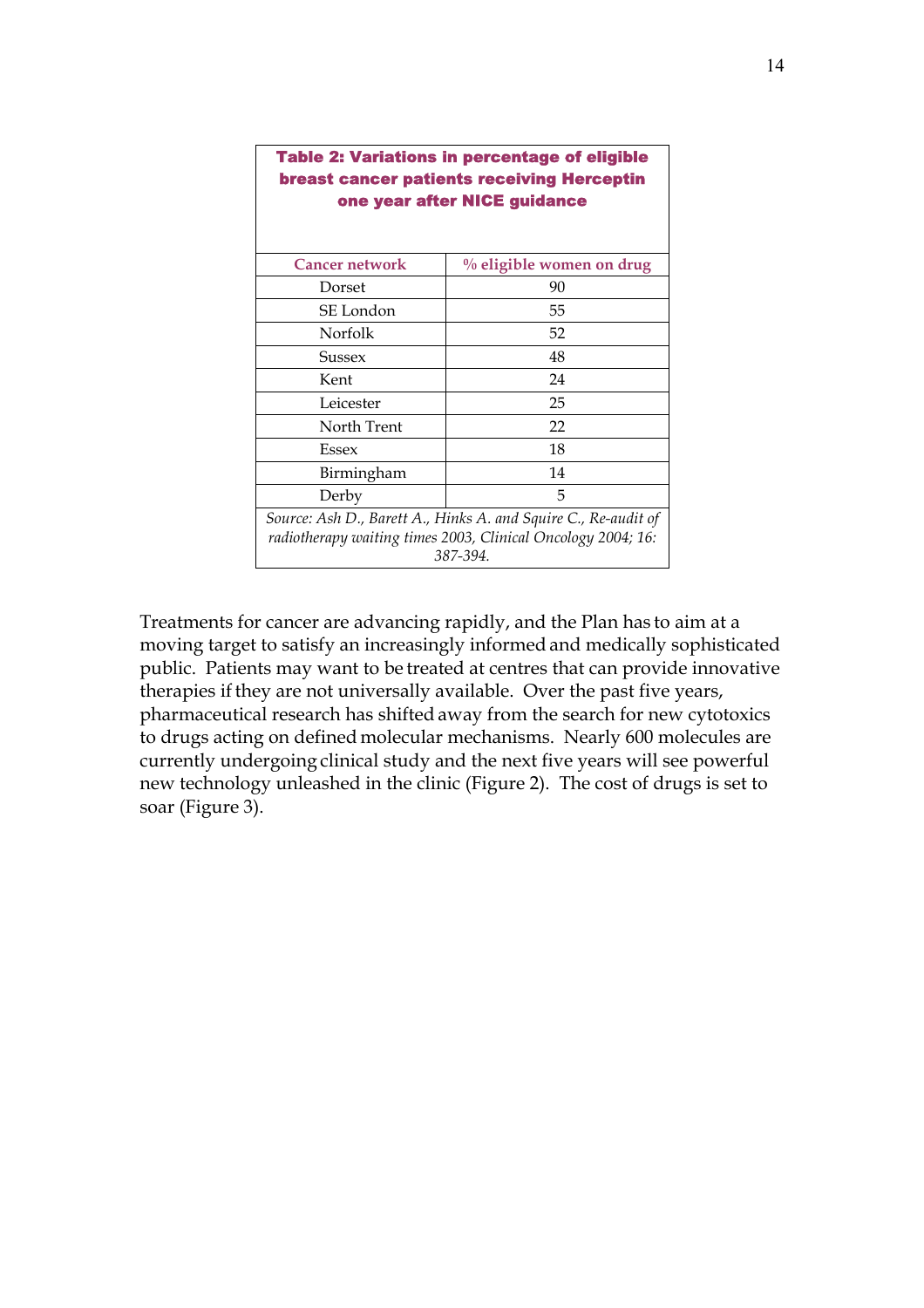**Table 2: Variations in percentage of eligible breast cancer patients receiving Herceptin one year after NICE guidance**

| Cancer network | % eligible women on drug |
|---|---|
| Dorset | 90 |
| SE London | 55 |
| Norfolk | 52 |
| Sussex | 48 |
| Kent | 24 |
| Leicester | 25 |
| North Trent | 22 |
| Essex | 18 |
| Birmingham | 14 |
| Derby | 5 |

*Source: Ash D., Barett A., Hinks A. and Squire C., Re-audit of radiotherapy waiting times 2003, Clinical Oncology 2004; 16: 387-394.*

Treatments for cancer are advancing rapidly, and the Plan has to aim at a moving target to satisfy an increasingly informed and medically sophisticated public. Patients may want to be treated at centres that can provide innovative therapies if they are not universally available. Over the past five years, pharmaceutical research has shifted away from the search for new cytotoxics to drugs acting on defined molecular mechanisms. Nearly 600 molecules are currently undergoing clinical study and the next five years will see powerful new technology unleashed in the clinic (Figure 2). The cost of drugs is set to soar (Figure 3).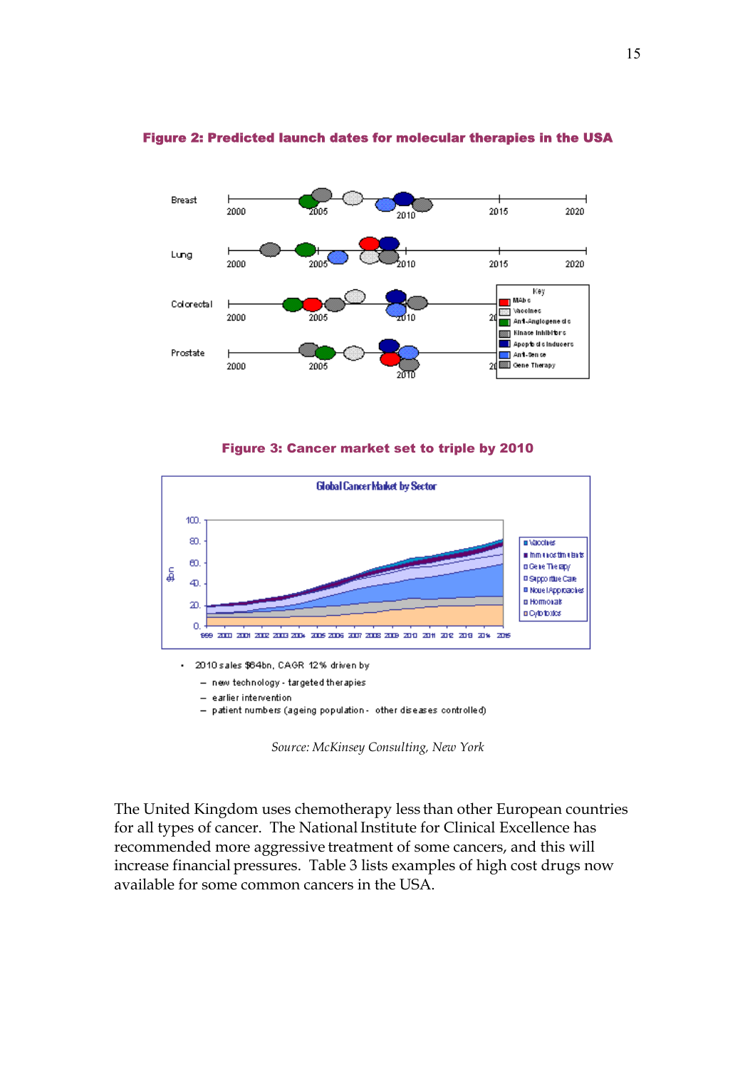**Figure 2: Predicted launch dates for molecular therapies in the USA**

**Figure 3: Cancer market set to triple by 2010**

- 2010 sales $84bn, CAGR 12% driven by
  - new technology - targeted therapies
  - earlier intervention
  - patient numbers (ageing population - other diseases controlled)

*Source: McKinsey Consulting, New York*

The United Kingdom uses chemotherapy less than other European countries for all types of cancer. The National Institute for Clinical Excellence has recommended more aggressive treatment of some cancers, and this will increase financial pressures. Table 3 lists examples of high cost drugs now available for some common cancers in the USA.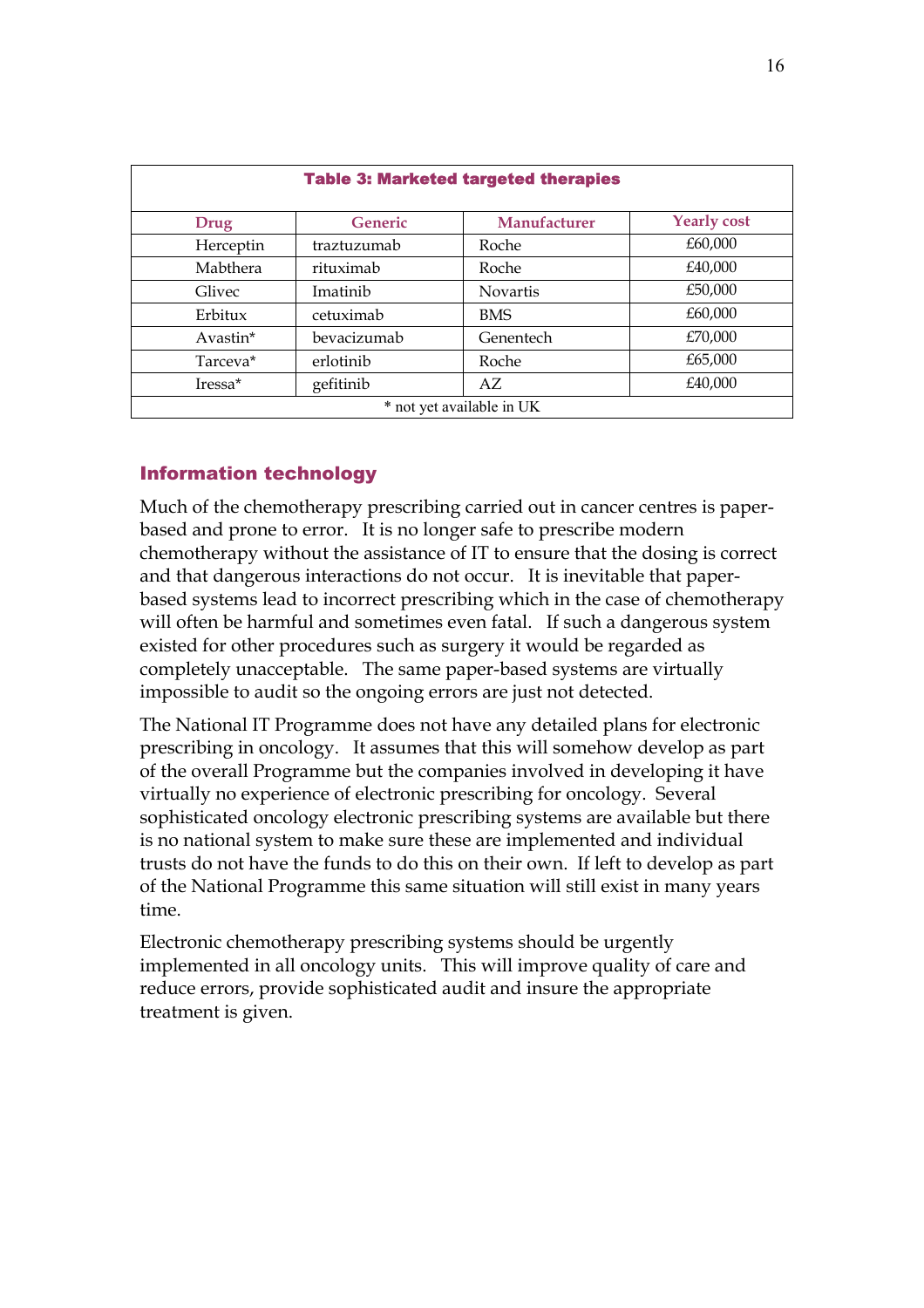**Table 3: Marketed targeted therapies**

| Drug | Generic | Manufacturer | Yearly cost |
|---|---|---|---|
| Herceptin | traztuzumab | Roche | £60,000 |
| Mabthera | rituximab | Roche | £40,000 |
| Glivec | Imatinib | Novartis | £50,000 |
| Erbitux | cetuximab | BMS | £60,000 |
| Avastin* | bevacizumab | Genentech | £70,000 |
| Tarceva* | erlotinib | Roche | £65,000 |
| Iressa* | gefitinib | AZ | £40,000 |

\* not yet available in UK

## Information technology

Much of the chemotherapy prescribing carried out in cancer centres is paper-based and prone to error. It is no longer safe to prescribe modern chemotherapy without the assistance of IT to ensure that the dosing is correct and that dangerous interactions do not occur. It is inevitable that paper-based systems lead to incorrect prescribing which in the case of chemotherapy will often be harmful and sometimes even fatal. If such a dangerous system existed for other procedures such as surgery it would be regarded as completely unacceptable. The same paper-based systems are virtually impossible to audit so the ongoing errors are just not detected.

The National IT Programme does not have any detailed plans for electronic prescribing in oncology. It assumes that this will somehow develop as part of the overall Programme but the companies involved in developing it have virtually no experience of electronic prescribing for oncology. Several sophisticated oncology electronic prescribing systems are available but there is no national system to make sure these are implemented and individual trusts do not have the funds to do this on their own. If left to develop as part of the National Programme this same situation will still exist in many years time.

Electronic chemotherapy prescribing systems should be urgently implemented in all oncology units. This will improve quality of care and reduce errors, provide sophisticated audit and insure the appropriate treatment is given.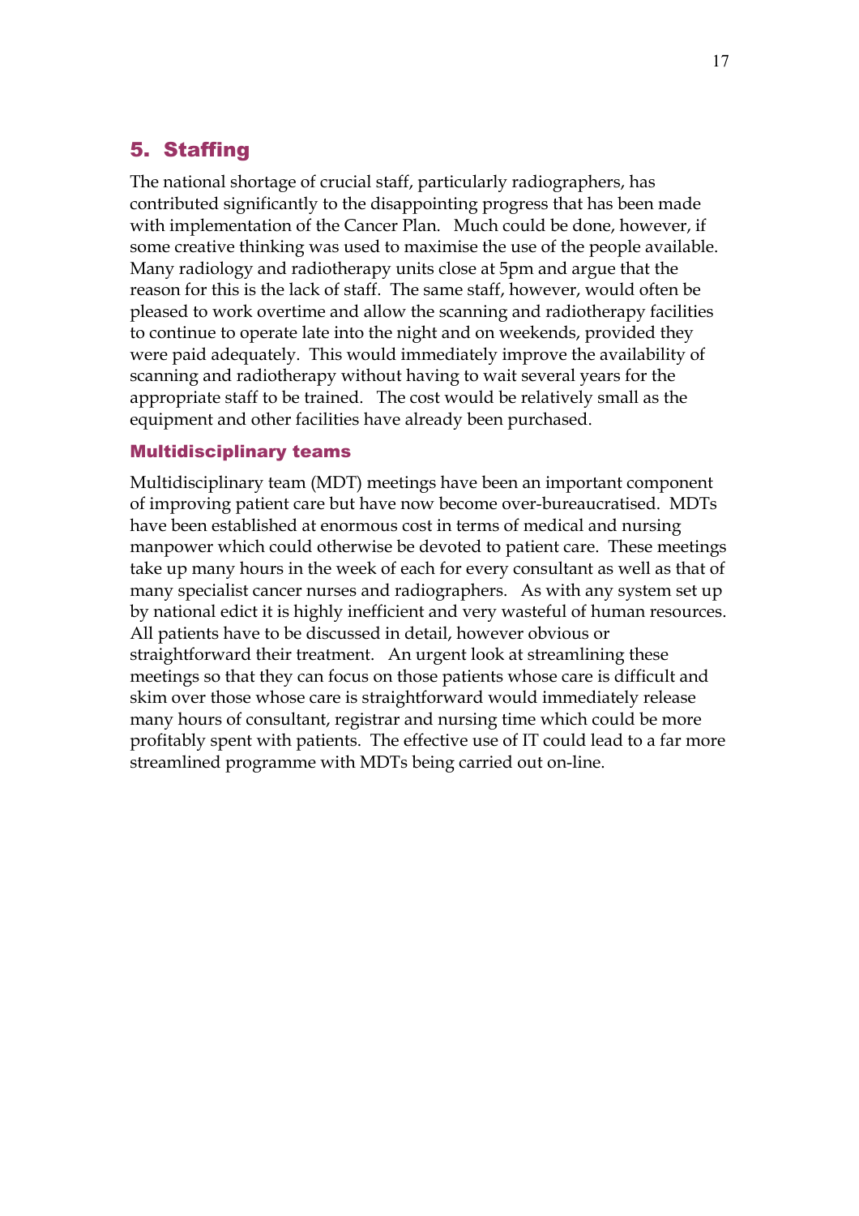## 5. Staffing

The national shortage of crucial staff, particularly radiographers, has contributed significantly to the disappointing progress that has been made with implementation of the Cancer Plan. Much could be done, however, if some creative thinking was used to maximise the use of the people available. Many radiology and radiotherapy units close at 5pm and argue that the reason for this is the lack of staff. The same staff, however, would often be pleased to work overtime and allow the scanning and radiotherapy facilities to continue to operate late into the night and on weekends, provided they were paid adequately. This would immediately improve the availability of scanning and radiotherapy without having to wait several years for the appropriate staff to be trained. The cost would be relatively small as the equipment and other facilities have already been purchased.

### Multidisciplinary teams

Multidisciplinary team (MDT) meetings have been an important component of improving patient care but have now become over-bureaucratised. MDTs have been established at enormous cost in terms of medical and nursing manpower which could otherwise be devoted to patient care. These meetings take up many hours in the week of each for every consultant as well as that of many specialist cancer nurses and radiographers. As with any system set up by national edict it is highly inefficient and very wasteful of human resources. All patients have to be discussed in detail, however obvious or straightforward their treatment. An urgent look at streamlining these meetings so that they can focus on those patients whose care is difficult and skim over those whose care is straightforward would immediately release many hours of consultant, registrar and nursing time which could be more profitably spent with patients. The effective use of IT could lead to a far more streamlined programme with MDTs being carried out on-line.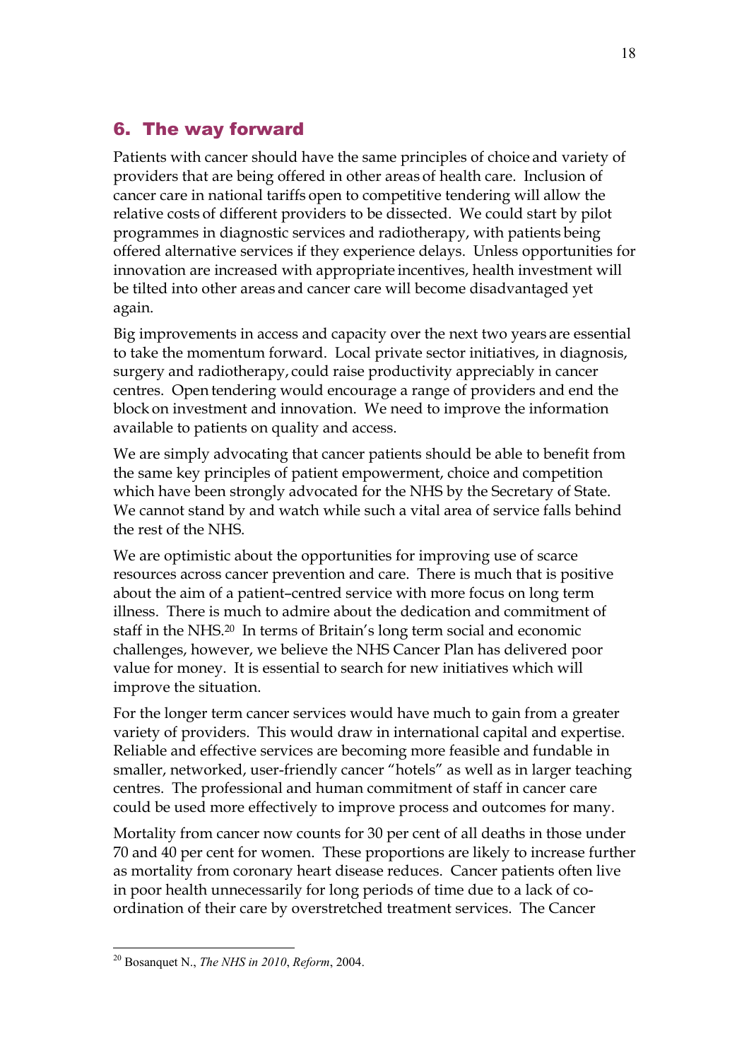## 6. The way forward

Patients with cancer should have the same principles of choice and variety of providers that are being offered in other areas of health care. Inclusion of cancer care in national tariffs open to competitive tendering will allow the relative costs of different providers to be dissected. We could start by pilot programmes in diagnostic services and radiotherapy, with patients being offered alternative services if they experience delays. Unless opportunities for innovation are increased with appropriate incentives, health investment will be tilted into other areas and cancer care will become disadvantaged yet again.

Big improvements in access and capacity over the next two years are essential to take the momentum forward. Local private sector initiatives, in diagnosis, surgery and radiotherapy, could raise productivity appreciably in cancer centres. Open tendering would encourage a range of providers and end the block on investment and innovation. We need to improve the information available to patients on quality and access.

We are simply advocating that cancer patients should be able to benefit from the same key principles of patient empowerment, choice and competition which have been strongly advocated for the NHS by the Secretary of State. We cannot stand by and watch while such a vital area of service falls behind the rest of the NHS.

We are optimistic about the opportunities for improving use of scarce resources across cancer prevention and care. There is much that is positive about the aim of a patient–centred service with more focus on long term illness. There is much to admire about the dedication and commitment of staff in the NHS.[20] In terms of Britain's long term social and economic challenges, however, we believe the NHS Cancer Plan has delivered poor value for money. It is essential to search for new initiatives which will improve the situation.

For the longer term cancer services would have much to gain from a greater variety of providers. This would draw in international capital and expertise. Reliable and effective services are becoming more feasible and fundable in smaller, networked, user-friendly cancer "hotels" as well as in larger teaching centres. The professional and human commitment of staff in cancer care could be used more effectively to improve process and outcomes for many.

Mortality from cancer now counts for 30 per cent of all deaths in those under 70 and 40 per cent for women. These proportions are likely to increase further as mortality from coronary heart disease reduces. Cancer patients often live in poor health unnecessarily for long periods of time due to a lack of co-ordination of their care by overstretched treatment services. The Cancer

---

[20] Bosanquet N., *The NHS in 2010*, *Reform*, 2004.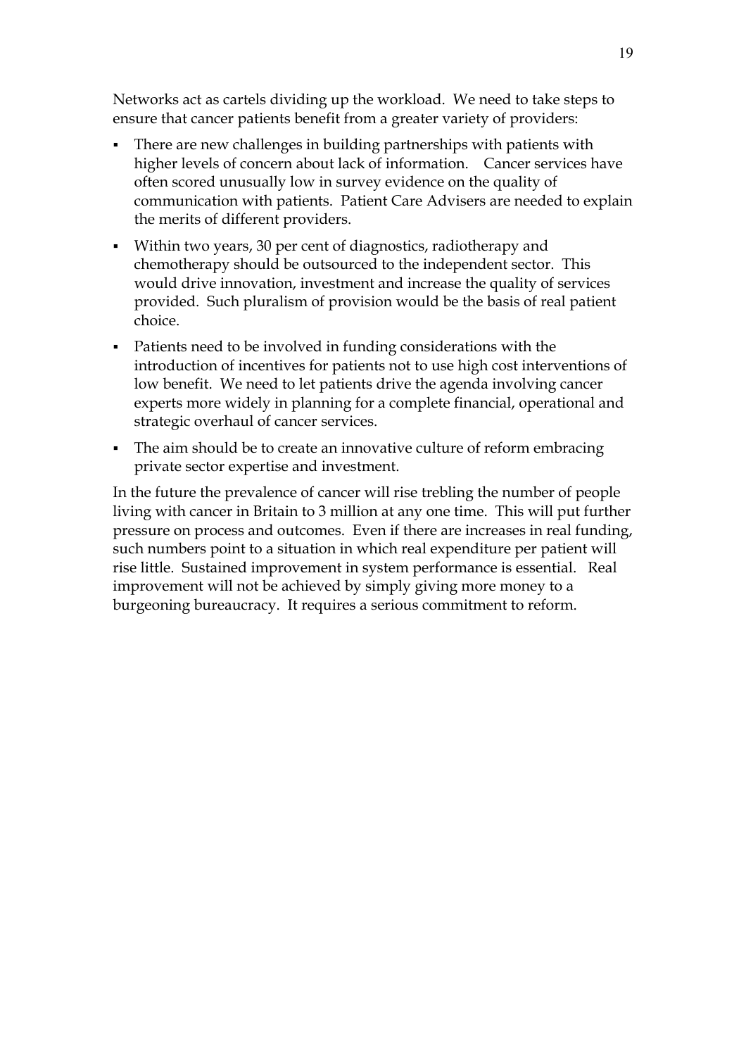Networks act as cartels dividing up the workload. We need to take steps to ensure that cancer patients benefit from a greater variety of providers:

- There are new challenges in building partnerships with patients with higher levels of concern about lack of information. Cancer services have often scored unusually low in survey evidence on the quality of communication with patients. Patient Care Advisers are needed to explain the merits of different providers.
- Within two years, 30 per cent of diagnostics, radiotherapy and chemotherapy should be outsourced to the independent sector. This would drive innovation, investment and increase the quality of services provided. Such pluralism of provision would be the basis of real patient choice.
- Patients need to be involved in funding considerations with the introduction of incentives for patients not to use high cost interventions of low benefit. We need to let patients drive the agenda involving cancer experts more widely in planning for a complete financial, operational and strategic overhaul of cancer services.
- The aim should be to create an innovative culture of reform embracing private sector expertise and investment.

In the future the prevalence of cancer will rise trebling the number of people living with cancer in Britain to 3 million at any one time. This will put further pressure on process and outcomes. Even if there are increases in real funding, such numbers point to a situation in which real expenditure per patient will rise little. Sustained improvement in system performance is essential. Real improvement will not be achieved by simply giving more money to a burgeoning bureaucracy. It requires a serious commitment to reform.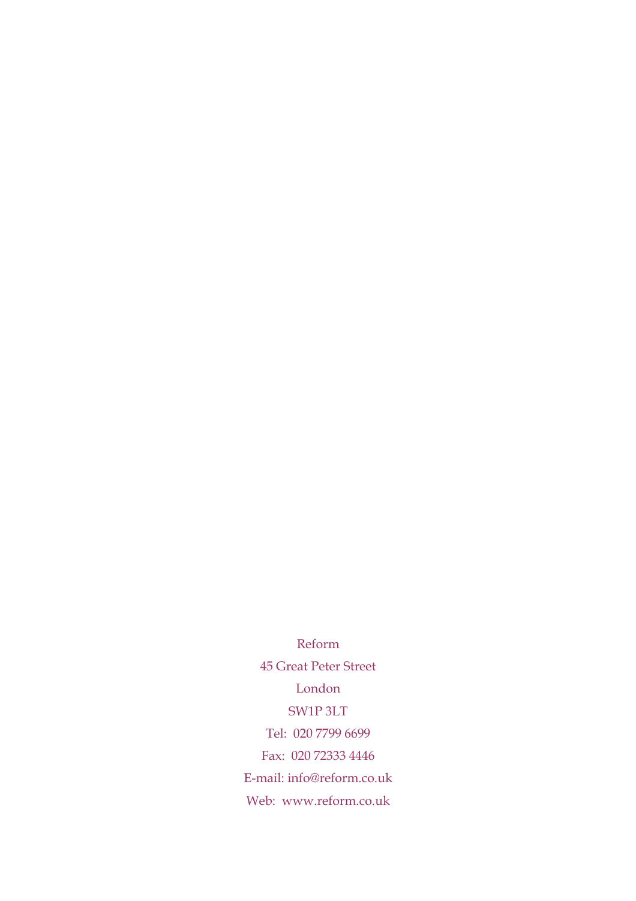Reform

45 Great Peter Street

London

SW1P 3LT

Tel: 020 7799 6699

Fax: 020 72333 4446

E-mail: info@reform.co.uk

Web: www.reform.co.uk